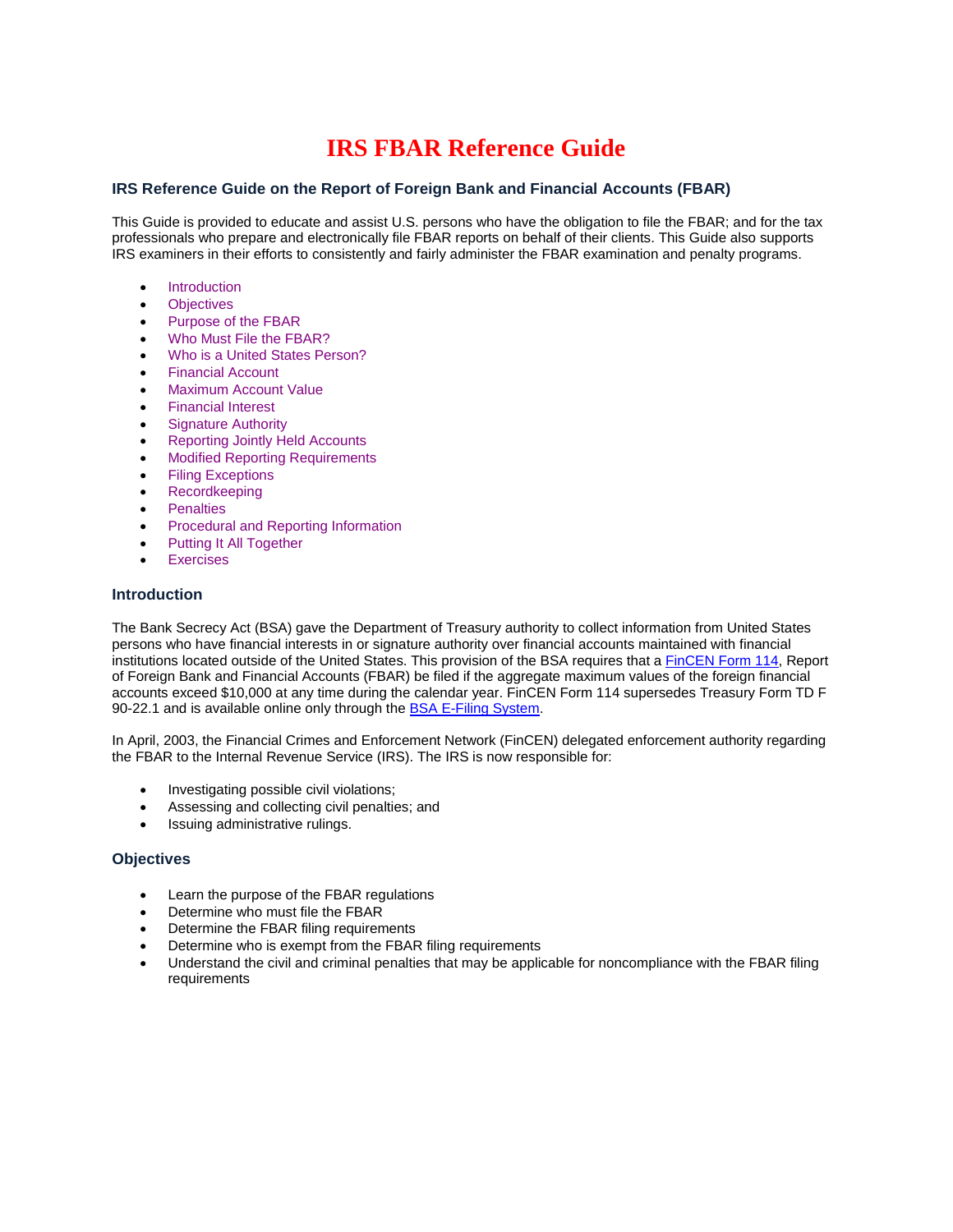# IRS FBAR Reference Guide

### IRS Reference Guide on the Report of Foreign Bank and Financial Accounts (FBAR)

This Guide is provided to educate and assist U.S. persons who have the obligation to file the FBAR; and for the tax professionals who prepare and electronically file FBAR reports on behalf of their clients. This Guide also supports IRS examiners in their efforts to consistently and fairly administer the FBAR examination and penalty programs.

- Introduction
- Objectives
- Purpose of the FBAR
- Who Must File the FBAR?
- Who is a United States Person?
- Financial Account
- Maximum Account Value
- Financial Interest
- Signature Authority
- Reporting Jointly Held Accounts
- Modified Reporting Requirements
- Filing Exceptions
- Recordkeeping
- Penalties
- Procedural and Reporting Information
- Putting It All Together
- Exercises

### Introduction

The Bank Secrecy Act (BSA) gave the Department of Treasury authority to collect information from United States persons who have financial interests in or signature authority over financial accounts maintained with financial institutions located outside of the United States. This provision of the BSA requires that a FinCEN Form 114, Report of Foreign Bank and Financial Accounts (FBAR) be filed if the aggregate maximum values of the foreign financial accounts exceed $10,000 at any time during the calendar year. FinCEN Form 114 supersedes Treasury Form TD F 90-22.1 and is available online only through the BSA E-Filing System.

In April, 2003, the Financial Crimes and Enforcement Network (FinCEN) delegated enforcement authority regarding the FBAR to the Internal Revenue Service (IRS). The IRS is now responsible for:

- Investigating possible civil violations;
- Assessing and collecting civil penalties; and
- Issuing administrative rulings.

### Objectives

- Learn the purpose of the FBAR regulations
- Determine who must file the FBAR
- Determine the FBAR filing requirements
- Determine who is exempt from the FBAR filing requirements
- Understand the civil and criminal penalties that may be applicable for noncompliance with the FBAR filing requirements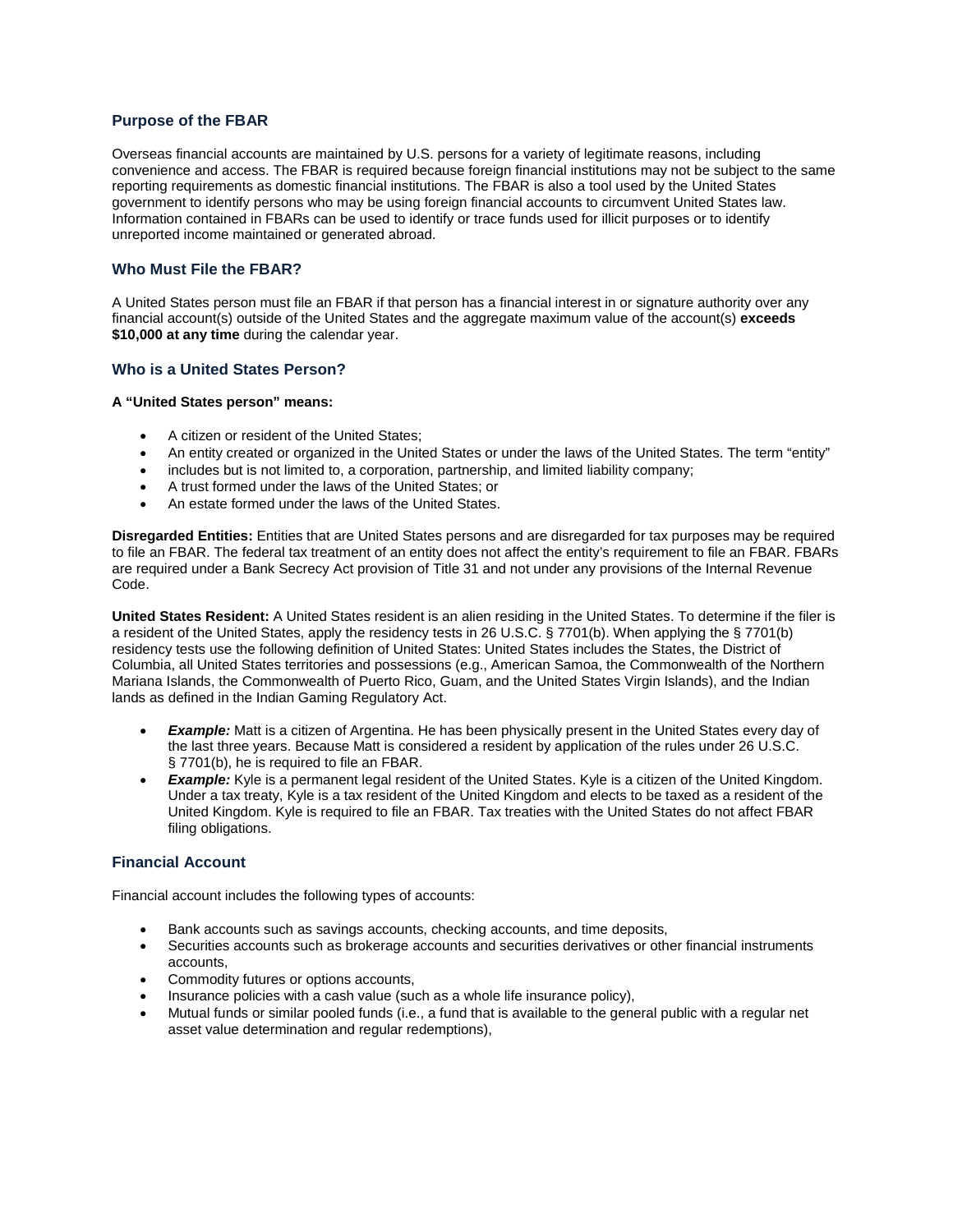## Purpose of the FBAR

Overseas financial accounts are maintained by U.S. persons for a variety of legitimate reasons, including convenience and access. The FBAR is required because foreign financial institutions may not be subject to the same reporting requirements as domestic financial institutions. The FBAR is also a tool used by the United States government to identify persons who may be using foreign financial accounts to circumvent United States law. Information contained in FBARs can be used to identify or trace funds used for illicit purposes or to identify unreported income maintained or generated abroad.

## Who Must File the FBAR?

A United States person must file an FBAR if that person has a financial interest in or signature authority over any financial account(s) outside of the United States and the aggregate maximum value of the account(s) **exceeds $10,000 at any time** during the calendar year.

## Who is a United States Person?

**A "United States person" means:**

- A citizen or resident of the United States;
- An entity created or organized in the United States or under the laws of the United States. The term "entity"
- includes but is not limited to, a corporation, partnership, and limited liability company;
- A trust formed under the laws of the United States; or
- An estate formed under the laws of the United States.

**Disregarded Entities:** Entities that are United States persons and are disregarded for tax purposes may be required to file an FBAR. The federal tax treatment of an entity does not affect the entity's requirement to file an FBAR. FBARs are required under a Bank Secrecy Act provision of Title 31 and not under any provisions of the Internal Revenue Code.

**United States Resident:** A United States resident is an alien residing in the United States. To determine if the filer is a resident of the United States, apply the residency tests in 26 U.S.C. § 7701(b). When applying the § 7701(b) residency tests use the following definition of United States: United States includes the States, the District of Columbia, all United States territories and possessions (e.g., American Samoa, the Commonwealth of the Northern Mariana Islands, the Commonwealth of Puerto Rico, Guam, and the United States Virgin Islands), and the Indian lands as defined in the Indian Gaming Regulatory Act.

- ***Example:*** Matt is a citizen of Argentina. He has been physically present in the United States every day of the last three years. Because Matt is considered a resident by application of the rules under 26 U.S.C. § 7701(b), he is required to file an FBAR.
- ***Example:*** Kyle is a permanent legal resident of the United States. Kyle is a citizen of the United Kingdom. Under a tax treaty, Kyle is a tax resident of the United Kingdom and elects to be taxed as a resident of the United Kingdom. Kyle is required to file an FBAR. Tax treaties with the United States do not affect FBAR filing obligations.

## Financial Account

Financial account includes the following types of accounts:

- Bank accounts such as savings accounts, checking accounts, and time deposits,
- Securities accounts such as brokerage accounts and securities derivatives or other financial instruments accounts,
- Commodity futures or options accounts,
- Insurance policies with a cash value (such as a whole life insurance policy),
- Mutual funds or similar pooled funds (i.e., a fund that is available to the general public with a regular net asset value determination and regular redemptions),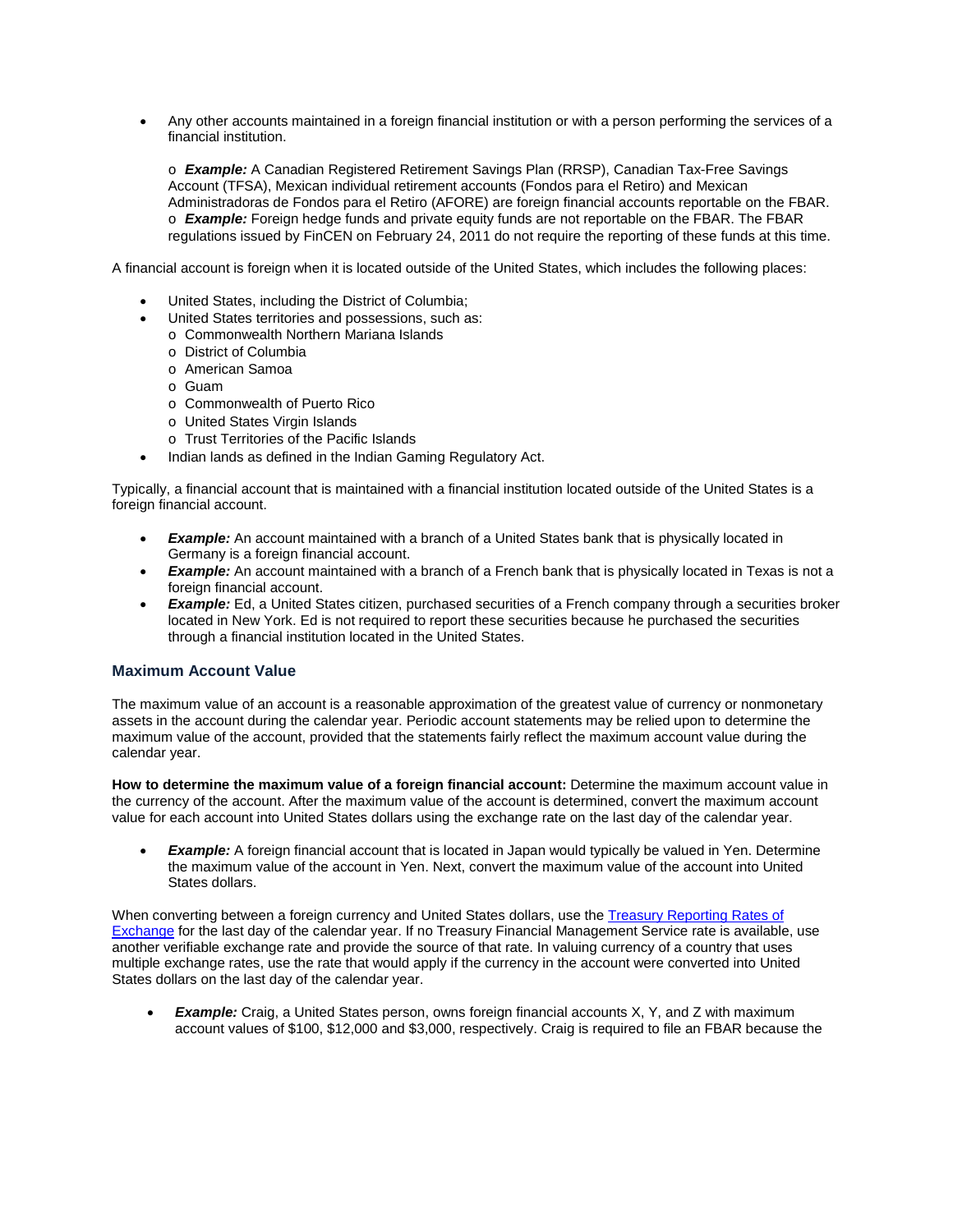- Any other accounts maintained in a foreign financial institution or with a person performing the services of a financial institution.

  - ***Example:*** A Canadian Registered Retirement Savings Plan (RRSP), Canadian Tax-Free Savings Account (TFSA), Mexican individual retirement accounts (Fondos para el Retiro) and Mexican Administradoras de Fondos para el Retiro (AFORE) are foreign financial accounts reportable on the FBAR.
  - ***Example:*** Foreign hedge funds and private equity funds are not reportable on the FBAR. The FBAR regulations issued by FinCEN on February 24, 2011 do not require the reporting of these funds at this time.

A financial account is foreign when it is located outside of the United States, which includes the following places:

- United States, including the District of Columbia;
- United States territories and possessions, such as:
  - Commonwealth Northern Mariana Islands
  - District of Columbia
  - American Samoa
  - Guam
  - Commonwealth of Puerto Rico
  - United States Virgin Islands
  - Trust Territories of the Pacific Islands
- Indian lands as defined in the Indian Gaming Regulatory Act.

Typically, a financial account that is maintained with a financial institution located outside of the United States is a foreign financial account.

- ***Example:*** An account maintained with a branch of a United States bank that is physically located in Germany is a foreign financial account.
- ***Example:*** An account maintained with a branch of a French bank that is physically located in Texas is not a foreign financial account.
- ***Example:*** Ed, a United States citizen, purchased securities of a French company through a securities broker located in New York. Ed is not required to report these securities because he purchased the securities through a financial institution located in the United States.

### Maximum Account Value

The maximum value of an account is a reasonable approximation of the greatest value of currency or nonmonetary assets in the account during the calendar year. Periodic account statements may be relied upon to determine the maximum value of the account, provided that the statements fairly reflect the maximum account value during the calendar year.

**How to determine the maximum value of a foreign financial account:** Determine the maximum account value in the currency of the account. After the maximum value of the account is determined, convert the maximum account value for each account into United States dollars using the exchange rate on the last day of the calendar year.

- ***Example:*** A foreign financial account that is located in Japan would typically be valued in Yen. Determine the maximum value of the account in Yen. Next, convert the maximum value of the account into United States dollars.

When converting between a foreign currency and United States dollars, use the [Treasury Reporting Rates of Exchange](#) for the last day of the calendar year. If no Treasury Financial Management Service rate is available, use another verifiable exchange rate and provide the source of that rate. In valuing currency of a country that uses multiple exchange rates, use the rate that would apply if the currency in the account were converted into United States dollars on the last day of the calendar year.

- ***Example:*** Craig, a United States person, owns foreign financial accounts X, Y, and Z with maximum account values of $100, $12,000 and $3,000, respectively. Craig is required to file an FBAR because the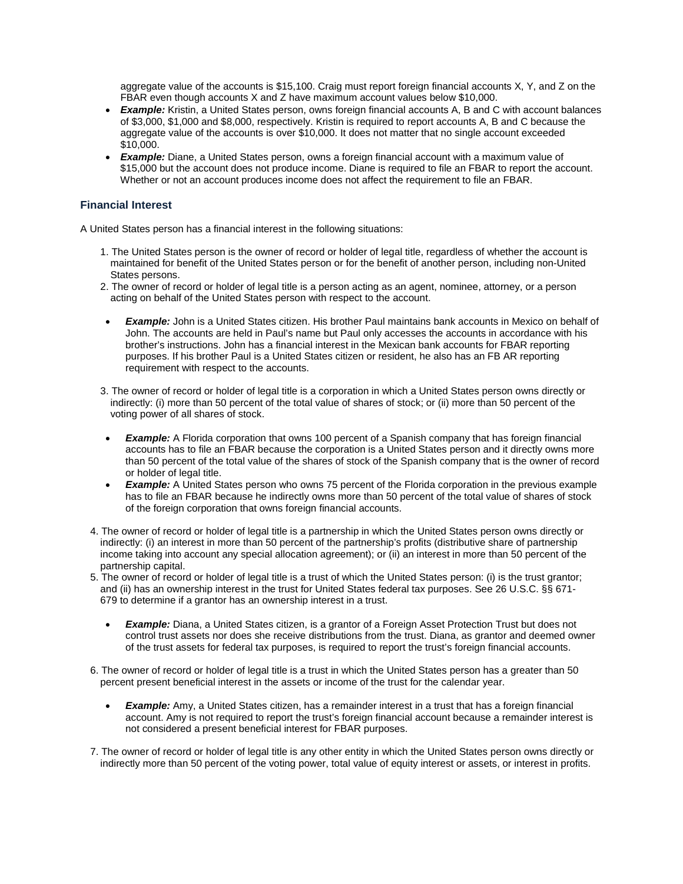aggregate value of the accounts is $15,100. Craig must report foreign financial accounts X, Y, and Z on the FBAR even though accounts X and Z have maximum account values below $10,000.

- ***Example:*** Kristin, a United States person, owns foreign financial accounts A, B and C with account balances of $3,000, $1,000 and $8,000, respectively. Kristin is required to report accounts A, B and C because the aggregate value of the accounts is over $10,000. It does not matter that no single account exceeded $10,000.
- ***Example:*** Diane, a United States person, owns a foreign financial account with a maximum value of $15,000 but the account does not produce income. Diane is required to file an FBAR to report the account. Whether or not an account produces income does not affect the requirement to file an FBAR.

### Financial Interest

A United States person has a financial interest in the following situations:

1. The United States person is the owner of record or holder of legal title, regardless of whether the account is maintained for benefit of the United States person or for the benefit of another person, including non-United States persons.
2. The owner of record or holder of legal title is a person acting as an agent, nominee, attorney, or a person acting on behalf of the United States person with respect to the account.

   - ***Example:*** John is a United States citizen. His brother Paul maintains bank accounts in Mexico on behalf of John. The accounts are held in Paul's name but Paul only accesses the accounts in accordance with his brother's instructions. John has a financial interest in the Mexican bank accounts for FBAR reporting purposes. If his brother Paul is a United States citizen or resident, he also has an FB AR reporting requirement with respect to the accounts.

3. The owner of record or holder of legal title is a corporation in which a United States person owns directly or indirectly: (i) more than 50 percent of the total value of shares of stock; or (ii) more than 50 percent of the voting power of all shares of stock.

   - ***Example:*** A Florida corporation that owns 100 percent of a Spanish company that has foreign financial accounts has to file an FBAR because the corporation is a United States person and it directly owns more than 50 percent of the total value of the shares of stock of the Spanish company that is the owner of record or holder of legal title.
   - ***Example:*** A United States person who owns 75 percent of the Florida corporation in the previous example has to file an FBAR because he indirectly owns more than 50 percent of the total value of shares of stock of the foreign corporation that owns foreign financial accounts.

4. The owner of record or holder of legal title is a partnership in which the United States person owns directly or indirectly: (i) an interest in more than 50 percent of the partnership's profits (distributive share of partnership income taking into account any special allocation agreement); or (ii) an interest in more than 50 percent of the partnership capital.
5. The owner of record or holder of legal title is a trust of which the United States person: (i) is the trust grantor; and (ii) has an ownership interest in the trust for United States federal tax purposes. See 26 U.S.C. §§ 671-679 to determine if a grantor has an ownership interest in a trust.

   - ***Example:*** Diana, a United States citizen, is a grantor of a Foreign Asset Protection Trust but does not control trust assets nor does she receive distributions from the trust. Diana, as grantor and deemed owner of the trust assets for federal tax purposes, is required to report the trust's foreign financial accounts.

6. The owner of record or holder of legal title is a trust in which the United States person has a greater than 50 percent present beneficial interest in the assets or income of the trust for the calendar year.

   - ***Example:*** Amy, a United States citizen, has a remainder interest in a trust that has a foreign financial account. Amy is not required to report the trust's foreign financial account because a remainder interest is not considered a present beneficial interest for FBAR purposes.

7. The owner of record or holder of legal title is any other entity in which the United States person owns directly or indirectly more than 50 percent of the voting power, total value of equity interest or assets, or interest in profits.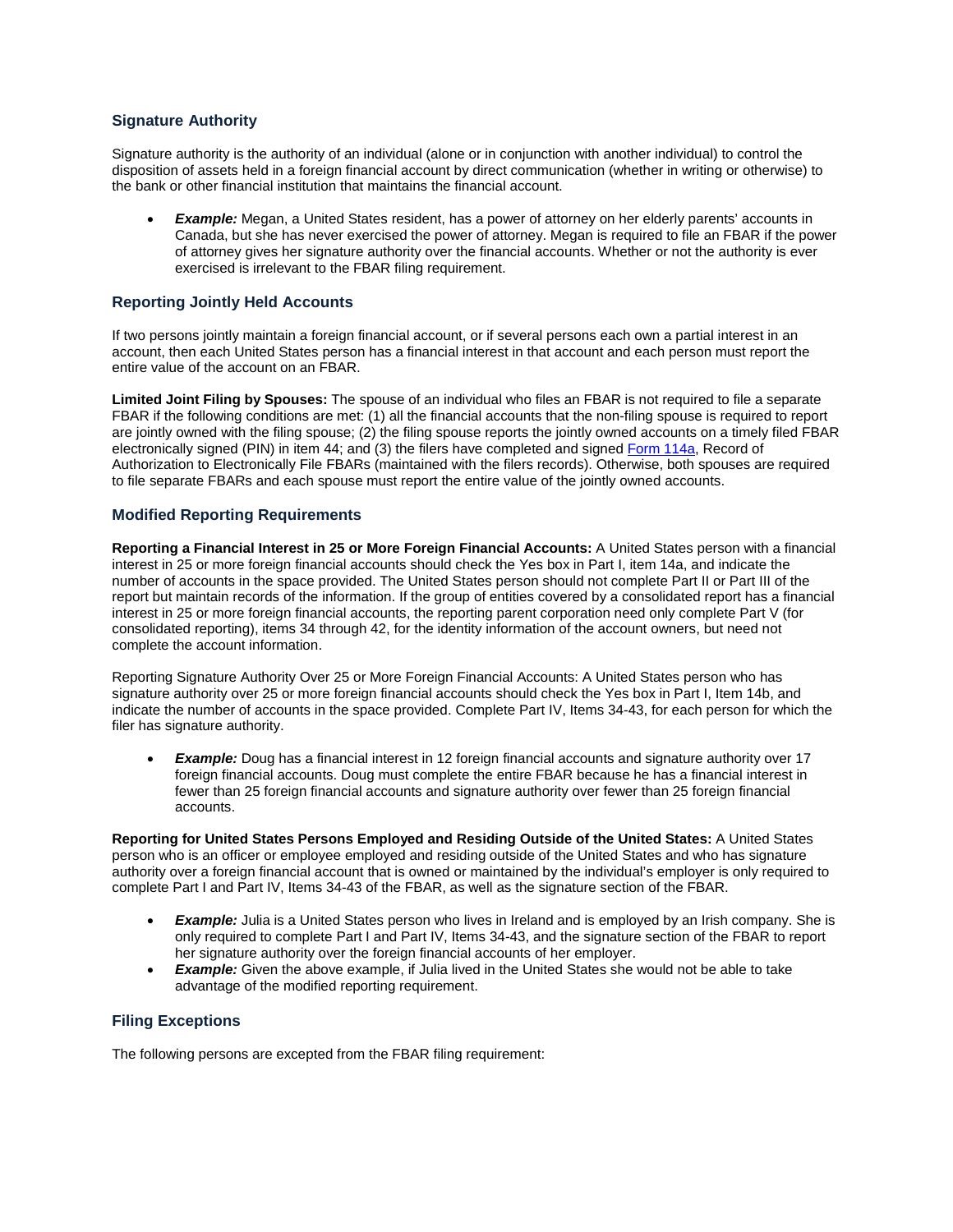## Signature Authority

Signature authority is the authority of an individual (alone or in conjunction with another individual) to control the disposition of assets held in a foreign financial account by direct communication (whether in writing or otherwise) to the bank or other financial institution that maintains the financial account.

- ***Example:*** Megan, a United States resident, has a power of attorney on her elderly parents' accounts in Canada, but she has never exercised the power of attorney. Megan is required to file an FBAR if the power of attorney gives her signature authority over the financial accounts. Whether or not the authority is ever exercised is irrelevant to the FBAR filing requirement.

## Reporting Jointly Held Accounts

If two persons jointly maintain a foreign financial account, or if several persons each own a partial interest in an account, then each United States person has a financial interest in that account and each person must report the entire value of the account on an FBAR.

**Limited Joint Filing by Spouses:** The spouse of an individual who files an FBAR is not required to file a separate FBAR if the following conditions are met: (1) all the financial accounts that the non-filing spouse is required to report are jointly owned with the filing spouse; (2) the filing spouse reports the jointly owned accounts on a timely filed FBAR electronically signed (PIN) in item 44; and (3) the filers have completed and signed Form 114a, Record of Authorization to Electronically File FBARs (maintained with the filers records). Otherwise, both spouses are required to file separate FBARs and each spouse must report the entire value of the jointly owned accounts.

## Modified Reporting Requirements

**Reporting a Financial Interest in 25 or More Foreign Financial Accounts:** A United States person with a financial interest in 25 or more foreign financial accounts should check the Yes box in Part I, item 14a, and indicate the number of accounts in the space provided. The United States person should not complete Part II or Part III of the report but maintain records of the information. If the group of entities covered by a consolidated report has a financial interest in 25 or more foreign financial accounts, the reporting parent corporation need only complete Part V (for consolidated reporting), items 34 through 42, for the identity information of the account owners, but need not complete the account information.

Reporting Signature Authority Over 25 or More Foreign Financial Accounts: A United States person who has signature authority over 25 or more foreign financial accounts should check the Yes box in Part I, Item 14b, and indicate the number of accounts in the space provided. Complete Part IV, Items 34-43, for each person for which the filer has signature authority.

- ***Example:*** Doug has a financial interest in 12 foreign financial accounts and signature authority over 17 foreign financial accounts. Doug must complete the entire FBAR because he has a financial interest in fewer than 25 foreign financial accounts and signature authority over fewer than 25 foreign financial accounts.

**Reporting for United States Persons Employed and Residing Outside of the United States:** A United States person who is an officer or employee employed and residing outside of the United States and who has signature authority over a foreign financial account that is owned or maintained by the individual's employer is only required to complete Part I and Part IV, Items 34-43 of the FBAR, as well as the signature section of the FBAR.

- ***Example:*** Julia is a United States person who lives in Ireland and is employed by an Irish company. She is only required to complete Part I and Part IV, Items 34-43, and the signature section of the FBAR to report her signature authority over the foreign financial accounts of her employer.
- ***Example:*** Given the above example, if Julia lived in the United States she would not be able to take advantage of the modified reporting requirement.

## Filing Exceptions

The following persons are excepted from the FBAR filing requirement: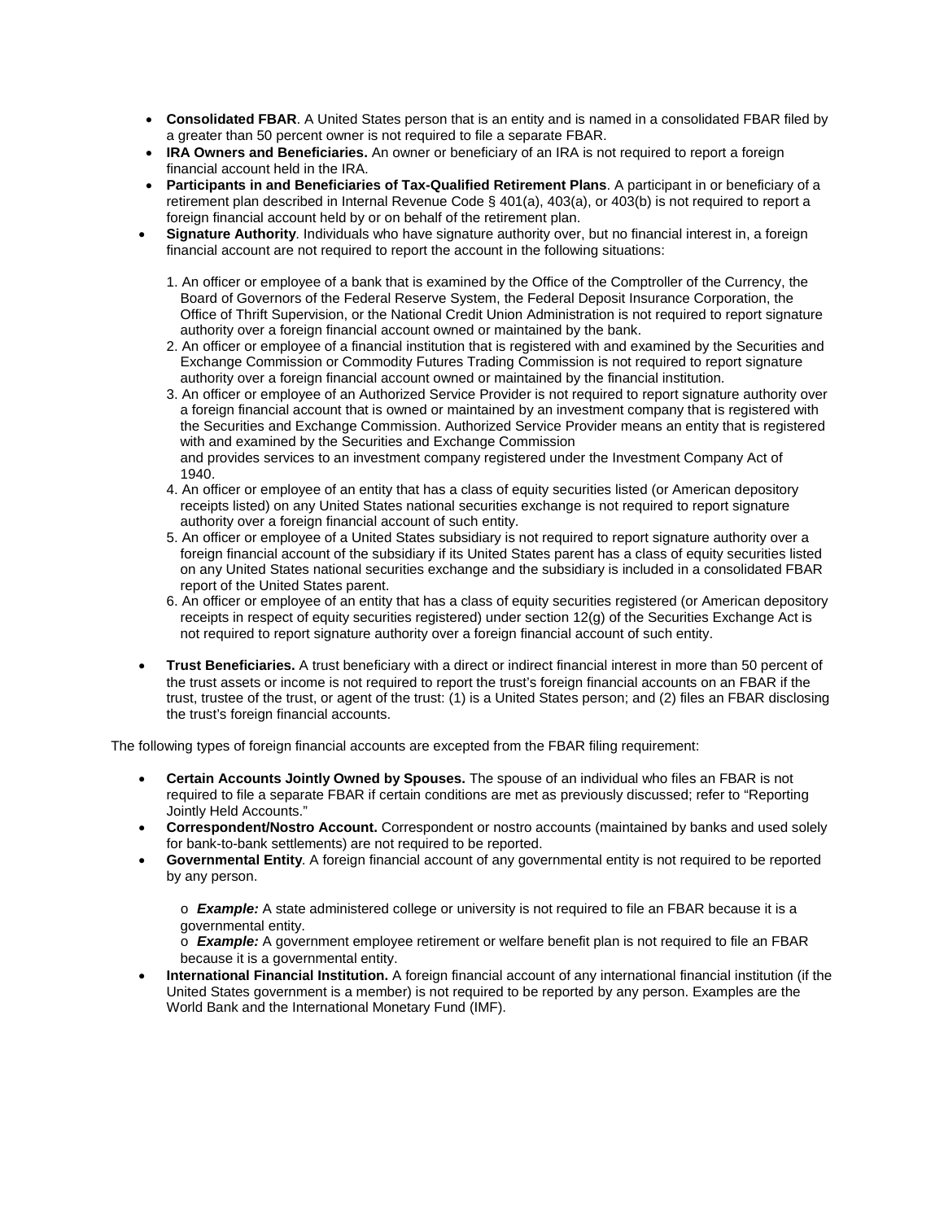- **Consolidated FBAR**. A United States person that is an entity and is named in a consolidated FBAR filed by a greater than 50 percent owner is not required to file a separate FBAR.
- **IRA Owners and Beneficiaries.** An owner or beneficiary of an IRA is not required to report a foreign financial account held in the IRA.
- **Participants in and Beneficiaries of Tax-Qualified Retirement Plans**. A participant in or beneficiary of a retirement plan described in Internal Revenue Code § 401(a), 403(a), or 403(b) is not required to report a foreign financial account held by or on behalf of the retirement plan.
- **Signature Authority**. Individuals who have signature authority over, but no financial interest in, a foreign financial account are not required to report the account in the following situations:

  1. An officer or employee of a bank that is examined by the Office of the Comptroller of the Currency, the Board of Governors of the Federal Reserve System, the Federal Deposit Insurance Corporation, the Office of Thrift Supervision, or the National Credit Union Administration is not required to report signature authority over a foreign financial account owned or maintained by the bank.
  2. An officer or employee of a financial institution that is registered with and examined by the Securities and Exchange Commission or Commodity Futures Trading Commission is not required to report signature authority over a foreign financial account owned or maintained by the financial institution.
  3. An officer or employee of an Authorized Service Provider is not required to report signature authority over a foreign financial account that is owned or maintained by an investment company that is registered with the Securities and Exchange Commission. Authorized Service Provider means an entity that is registered with and examined by the Securities and Exchange Commission and provides services to an investment company registered under the Investment Company Act of 1940.
  4. An officer or employee of an entity that has a class of equity securities listed (or American depository receipts listed) on any United States national securities exchange is not required to report signature authority over a foreign financial account of such entity.
  5. An officer or employee of a United States subsidiary is not required to report signature authority over a foreign financial account of the subsidiary if its United States parent has a class of equity securities listed on any United States national securities exchange and the subsidiary is included in a consolidated FBAR report of the United States parent.
  6. An officer or employee of an entity that has a class of equity securities registered (or American depository receipts in respect of equity securities registered) under section 12(g) of the Securities Exchange Act is not required to report signature authority over a foreign financial account of such entity.

- **Trust Beneficiaries.** A trust beneficiary with a direct or indirect financial interest in more than 50 percent of the trust assets or income is not required to report the trust's foreign financial accounts on an FBAR if the trust, trustee of the trust, or agent of the trust: (1) is a United States person; and (2) files an FBAR disclosing the trust's foreign financial accounts.

The following types of foreign financial accounts are excepted from the FBAR filing requirement:

- **Certain Accounts Jointly Owned by Spouses.** The spouse of an individual who files an FBAR is not required to file a separate FBAR if certain conditions are met as previously discussed; refer to "Reporting Jointly Held Accounts."
- **Correspondent/Nostro Account.** Correspondent or nostro accounts (maintained by banks and used solely for bank-to-bank settlements) are not required to be reported.
- **Governmental Entity**. A foreign financial account of any governmental entity is not required to be reported by any person.
  - ***Example:*** A state administered college or university is not required to file an FBAR because it is a governmental entity.
  - ***Example:*** A government employee retirement or welfare benefit plan is not required to file an FBAR because it is a governmental entity.
- **International Financial Institution.** A foreign financial account of any international financial institution (if the United States government is a member) is not required to be reported by any person. Examples are the World Bank and the International Monetary Fund (IMF).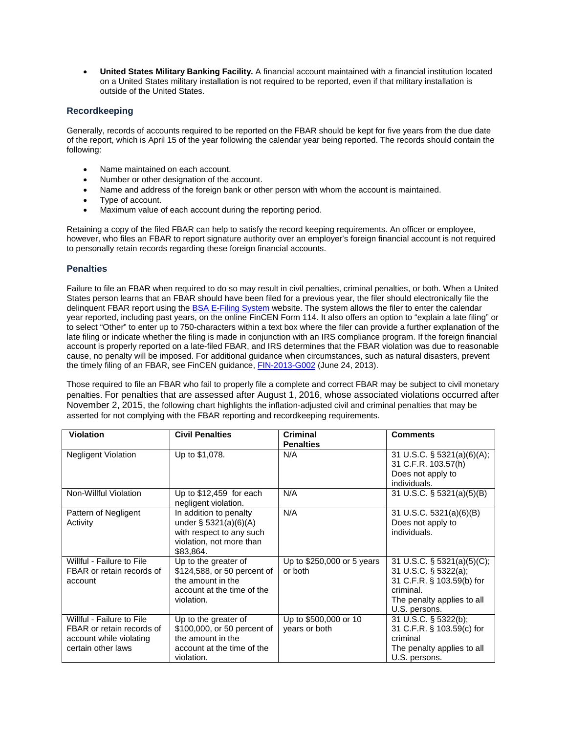- **United States Military Banking Facility.** A financial account maintained with a financial institution located on a United States military installation is not required to be reported, even if that military installation is outside of the United States.

### Recordkeeping

Generally, records of accounts required to be reported on the FBAR should be kept for five years from the due date of the report, which is April 15 of the year following the calendar year being reported. The records should contain the following:

- Name maintained on each account.
- Number or other designation of the account.
- Name and address of the foreign bank or other person with whom the account is maintained.
- Type of account.
- Maximum value of each account during the reporting period.

Retaining a copy of the filed FBAR can help to satisfy the record keeping requirements. An officer or employee, however, who files an FBAR to report signature authority over an employer's foreign financial account is not required to personally retain records regarding these foreign financial accounts.

### Penalties

Failure to file an FBAR when required to do so may result in civil penalties, criminal penalties, or both. When a United States person learns that an FBAR should have been filed for a previous year, the filer should electronically file the delinquent FBAR report using the BSA E-Filing System website. The system allows the filer to enter the calendar year reported, including past years, on the online FinCEN Form 114. It also offers an option to "explain a late filing" or to select "Other" to enter up to 750-characters within a text box where the filer can provide a further explanation of the late filing or indicate whether the filing is made in conjunction with an IRS compliance program. If the foreign financial account is properly reported on a late-filed FBAR, and IRS determines that the FBAR violation was due to reasonable cause, no penalty will be imposed. For additional guidance when circumstances, such as natural disasters, prevent the timely filing of an FBAR, see FinCEN guidance, FIN-2013-G002 (June 24, 2013).

Those required to file an FBAR who fail to properly file a complete and correct FBAR may be subject to civil monetary penalties. For penalties that are assessed after August 1, 2016, whose associated violations occurred after November 2, 2015, the following chart highlights the inflation-adjusted civil and criminal penalties that may be asserted for not complying with the FBAR reporting and recordkeeping requirements.

| Violation | Civil Penalties | Criminal Penalties | Comments |
|---|---|---|---|
| Negligent Violation | Up to $1,078. | N/A | 31 U.S.C. § 5321(a)(6)(A); 31 C.F.R. 103.57(h) Does not apply to individuals. |
| Non-Willful Violation | Up to $12,459 for each negligent violation. | N/A | 31 U.S.C. § 5321(a)(5)(B) |
| Pattern of Negligent Activity | In addition to penalty under § 5321(a)(6)(A) with respect to any such violation, not more than $83,864. | N/A | 31 U.S.C. 5321(a)(6)(B) Does not apply to individuals. |
| Willful - Failure to File FBAR or retain records of account | Up to the greater of $124,588, or 50 percent of the amount in the account at the time of the violation. | Up to $250,000 or 5 years or both | 31 U.S.C. § 5321(a)(5)(C); 31 U.S.C. § 5322(a); 31 C.F.R. § 103.59(b) for criminal. The penalty applies to all U.S. persons. |
| Willful - Failure to File FBAR or retain records of account while violating certain other laws | Up to the greater of $100,000, or 50 percent of the amount in the account at the time of the violation. | Up to $500,000 or 10 years or both | 31 U.S.C. § 5322(b); 31 C.F.R. § 103.59(c) for criminal The penalty applies to all U.S. persons. |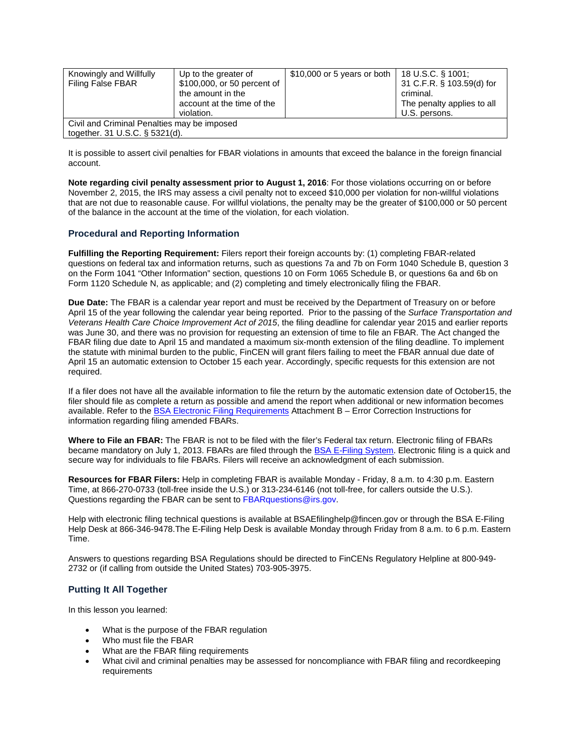| | | | |
|---|---|---|---|
| Knowingly and Willfully Filing False FBAR | Up to the greater of $100,000, or 50 percent of the amount in the account at the time of the violation. | $10,000 or 5 years or both | 18 U.S.C. § 1001; 31 C.F.R. § 103.59(d) for criminal. The penalty applies to all U.S. persons. |
| Civil and Criminal Penalties may be imposed together. 31 U.S.C. § 5321(d). | | | |

It is possible to assert civil penalties for FBAR violations in amounts that exceed the balance in the foreign financial account.

**Note regarding civil penalty assessment prior to August 1, 2016**: For those violations occurring on or before November 2, 2015, the IRS may assess a civil penalty not to exceed $10,000 per violation for non-willful violations that are not due to reasonable cause. For willful violations, the penalty may be the greater of $100,000 or 50 percent of the balance in the account at the time of the violation, for each violation.

### Procedural and Reporting Information

**Fulfilling the Reporting Requirement:** Filers report their foreign accounts by: (1) completing FBAR-related questions on federal tax and information returns, such as questions 7a and 7b on Form 1040 Schedule B, question 3 on the Form 1041 "Other Information" section, questions 10 on Form 1065 Schedule B, or questions 6a and 6b on Form 1120 Schedule N, as applicable; and (2) completing and timely electronically filing the FBAR.

**Due Date:** The FBAR is a calendar year report and must be received by the Department of Treasury on or before April 15 of the year following the calendar year being reported. Prior to the passing of the *Surface Transportation and Veterans Health Care Choice Improvement Act of 2015*, the filing deadline for calendar year 2015 and earlier reports was June 30, and there was no provision for requesting an extension of time to file an FBAR. The Act changed the FBAR filing due date to April 15 and mandated a maximum six-month extension of the filing deadline. To implement the statute with minimal burden to the public, FinCEN will grant filers failing to meet the FBAR annual due date of April 15 an automatic extension to October 15 each year. Accordingly, specific requests for this extension are not required.

If a filer does not have all the available information to file the return by the automatic extension date of October15, the filer should file as complete a return as possible and amend the report when additional or new information becomes available. Refer to the BSA Electronic Filing Requirements Attachment B – Error Correction Instructions for information regarding filing amended FBARs.

**Where to File an FBAR:** The FBAR is not to be filed with the filer's Federal tax return. Electronic filing of FBARs became mandatory on July 1, 2013. FBARs are filed through the BSA E-Filing System. Electronic filing is a quick and secure way for individuals to file FBARs. Filers will receive an acknowledgment of each submission.

**Resources for FBAR Filers:** Help in completing FBAR is available Monday - Friday, 8 a.m. to 4:30 p.m. Eastern Time, at 866-270-0733 (toll-free inside the U.S.) or 313-234-6146 (not toll-free, for callers outside the U.S.). Questions regarding the FBAR can be sent to FBARquestions@irs.gov.

Help with electronic filing technical questions is available at BSAEfilinghelp@fincen.gov or through the BSA E-Filing Help Desk at 866-346-9478.The E-Filing Help Desk is available Monday through Friday from 8 a.m. to 6 p.m. Eastern Time.

Answers to questions regarding BSA Regulations should be directed to FinCENs Regulatory Helpline at 800-949-2732 or (if calling from outside the United States) 703-905-3975.

### Putting It All Together

In this lesson you learned:

- What is the purpose of the FBAR regulation
- Who must file the FBAR
- What are the FBAR filing requirements
- What civil and criminal penalties may be assessed for noncompliance with FBAR filing and recordkeeping requirements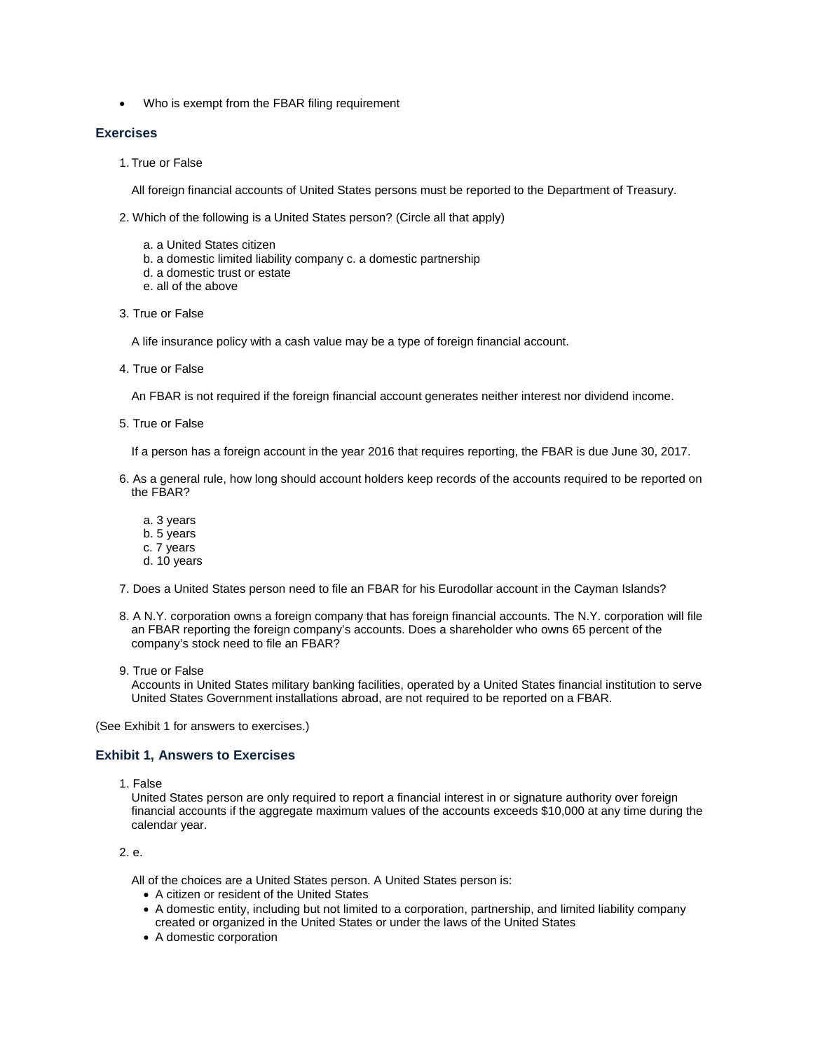- Who is exempt from the FBAR filing requirement

### Exercises

1. True or False

   All foreign financial accounts of United States persons must be reported to the Department of Treasury.

2. Which of the following is a United States person? (Circle all that apply)

   a. a United States citizen
   b. a domestic limited liability company c. a domestic partnership
   d. a domestic trust or estate
   e. all of the above

3. True or False

   A life insurance policy with a cash value may be a type of foreign financial account.

4. True or False

   An FBAR is not required if the foreign financial account generates neither interest nor dividend income.

5. True or False

   If a person has a foreign account in the year 2016 that requires reporting, the FBAR is due June 30, 2017.

6. As a general rule, how long should account holders keep records of the accounts required to be reported on the FBAR?

   a. 3 years
   b. 5 years
   c. 7 years
   d. 10 years

7. Does a United States person need to file an FBAR for his Eurodollar account in the Cayman Islands?

8. A N.Y. corporation owns a foreign company that has foreign financial accounts. The N.Y. corporation will file an FBAR reporting the foreign company's accounts. Does a shareholder who owns 65 percent of the company's stock need to file an FBAR?

9. True or False
   Accounts in United States military banking facilities, operated by a United States financial institution to serve United States Government installations abroad, are not required to be reported on a FBAR.

(See Exhibit 1 for answers to exercises.)

### Exhibit 1, Answers to Exercises

1. False
   United States person are only required to report a financial interest in or signature authority over foreign financial accounts if the aggregate maximum values of the accounts exceeds $10,000 at any time during the calendar year.

2. e.

   All of the choices are a United States person. A United States person is:
   - A citizen or resident of the United States
   - A domestic entity, including but not limited to a corporation, partnership, and limited liability company created or organized in the United States or under the laws of the United States
   - A domestic corporation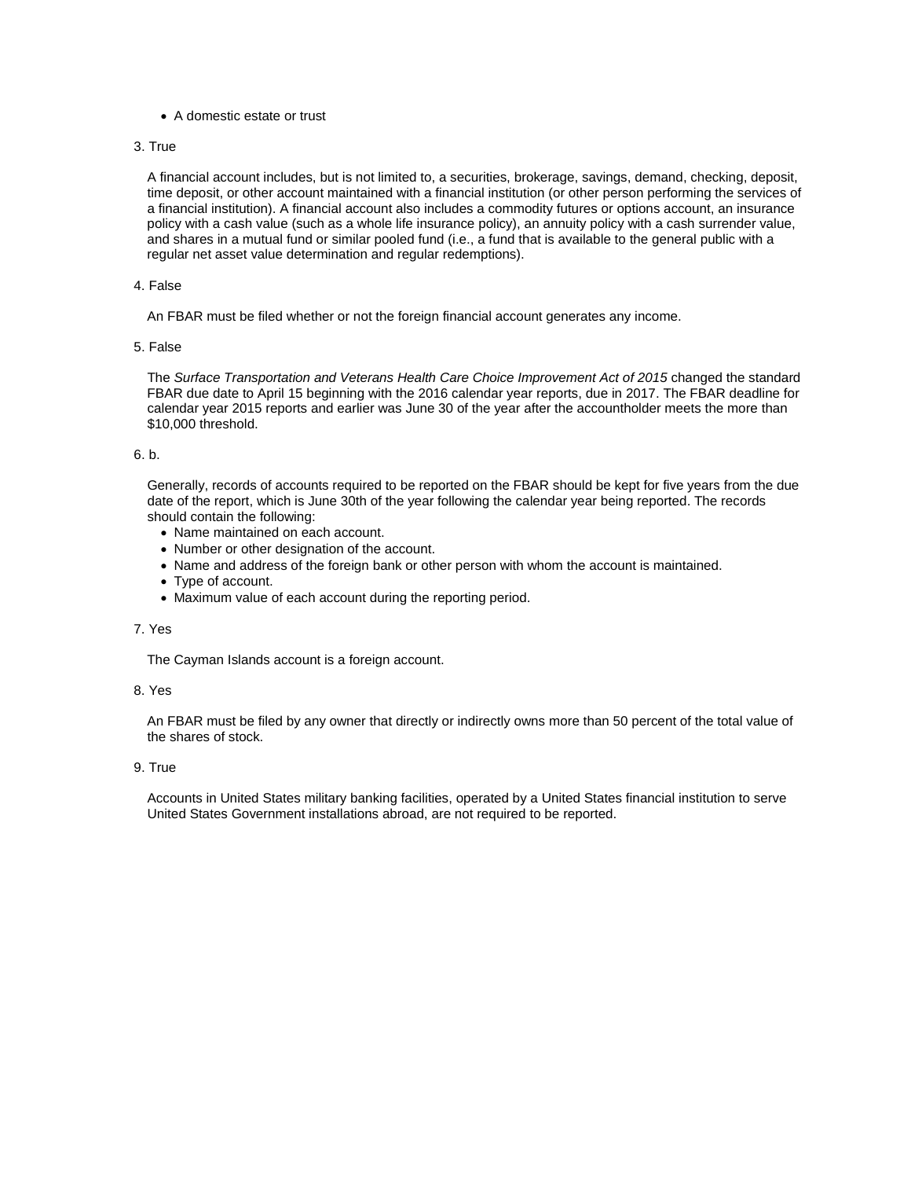- A domestic estate or trust

3. True

   A financial account includes, but is not limited to, a securities, brokerage, savings, demand, checking, deposit, time deposit, or other account maintained with a financial institution (or other person performing the services of a financial institution). A financial account also includes a commodity futures or options account, an insurance policy with a cash value (such as a whole life insurance policy), an annuity policy with a cash surrender value, and shares in a mutual fund or similar pooled fund (i.e., a fund that is available to the general public with a regular net asset value determination and regular redemptions).

4. False

   An FBAR must be filed whether or not the foreign financial account generates any income.

5. False

   The *Surface Transportation and Veterans Health Care Choice Improvement Act of 2015* changed the standard FBAR due date to April 15 beginning with the 2016 calendar year reports, due in 2017. The FBAR deadline for calendar year 2015 reports and earlier was June 30 of the year after the accountholder meets the more than $10,000 threshold.

6. b.

   Generally, records of accounts required to be reported on the FBAR should be kept for five years from the due date of the report, which is June 30th of the year following the calendar year being reported. The records should contain the following:
   - Name maintained on each account.
   - Number or other designation of the account.
   - Name and address of the foreign bank or other person with whom the account is maintained.
   - Type of account.
   - Maximum value of each account during the reporting period.

7. Yes

   The Cayman Islands account is a foreign account.

8. Yes

   An FBAR must be filed by any owner that directly or indirectly owns more than 50 percent of the total value of the shares of stock.

9. True

   Accounts in United States military banking facilities, operated by a United States financial institution to serve United States Government installations abroad, are not required to be reported.